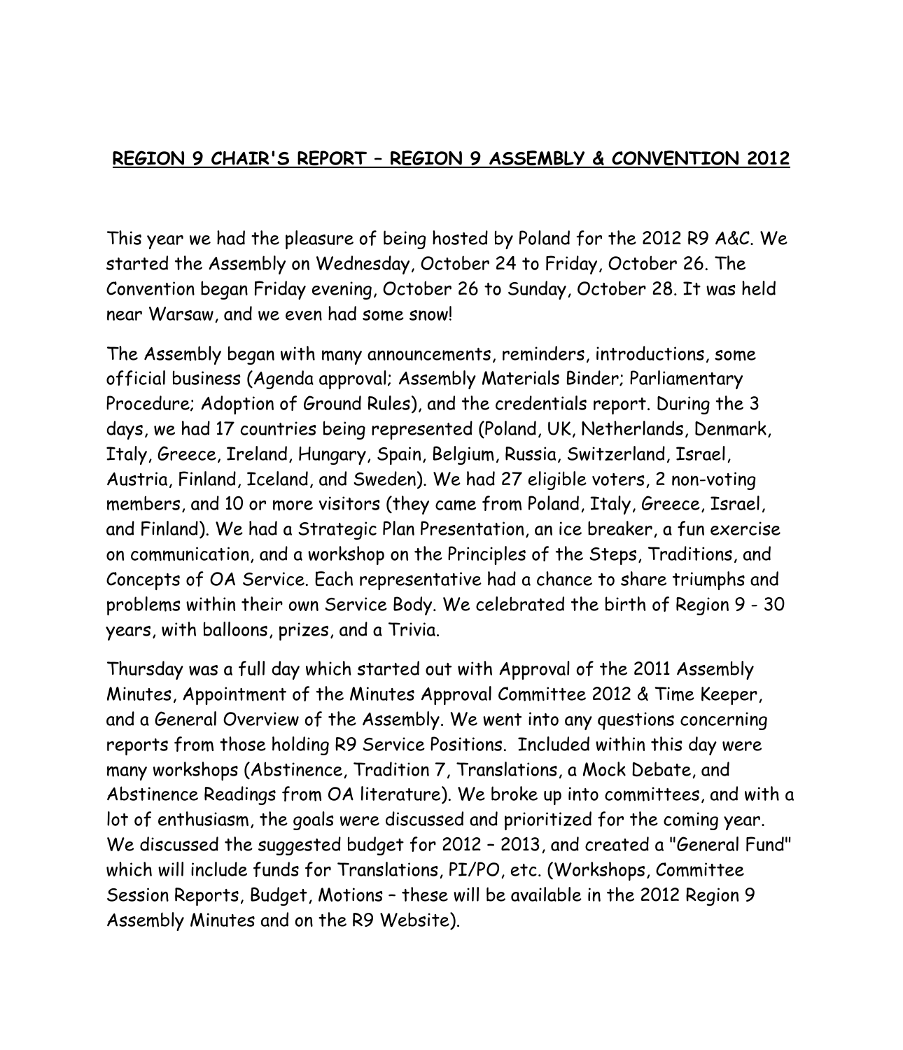# **REGION 9 CHAIR'S REPORT – REGION 9 ASSEMBLY & CONVENTION 2012**

This year we had the pleasure of being hosted by Poland for the 2012 R9 A&C. We started the Assembly on Wednesday, October 24 to Friday, October 26. The Convention began Friday evening, October 26 to Sunday, October 28. It was held near Warsaw, and we even had some snow!

The Assembly began with many announcements, reminders, introductions, some official business (Agenda approval; Assembly Materials Binder; Parliamentary Procedure; Adoption of Ground Rules), and the credentials report. During the 3 days, we had 17 countries being represented (Poland, UK, Netherlands, Denmark, Italy, Greece, Ireland, Hungary, Spain, Belgium, Russia, Switzerland, Israel, Austria, Finland, Iceland, and Sweden). We had 27 eligible voters, 2 non-voting members, and 10 or more visitors (they came from Poland, Italy, Greece, Israel, and Finland). We had a Strategic Plan Presentation, an ice breaker, a fun exercise on communication, and a workshop on the Principles of the Steps, Traditions, and Concepts of OA Service. Each representative had a chance to share triumphs and problems within their own Service Body. We celebrated the birth of Region 9 - 30 years, with balloons, prizes, and a Trivia.

Thursday was a full day which started out with Approval of the 2011 Assembly Minutes, Appointment of the Minutes Approval Committee 2012 & Time Keeper, and a General Overview of the Assembly. We went into any questions concerning reports from those holding R9 Service Positions. Included within this day were many workshops (Abstinence, Tradition 7, Translations, a Mock Debate, and Abstinence Readings from OA literature). We broke up into committees, and with a lot of enthusiasm, the goals were discussed and prioritized for the coming year. We discussed the suggested budget for 2012 – 2013, and created a "General Fund" which will include funds for Translations, PI/PO, etc. (Workshops, Committee Session Reports, Budget, Motions – these will be available in the 2012 Region 9 Assembly Minutes and on the R9 Website).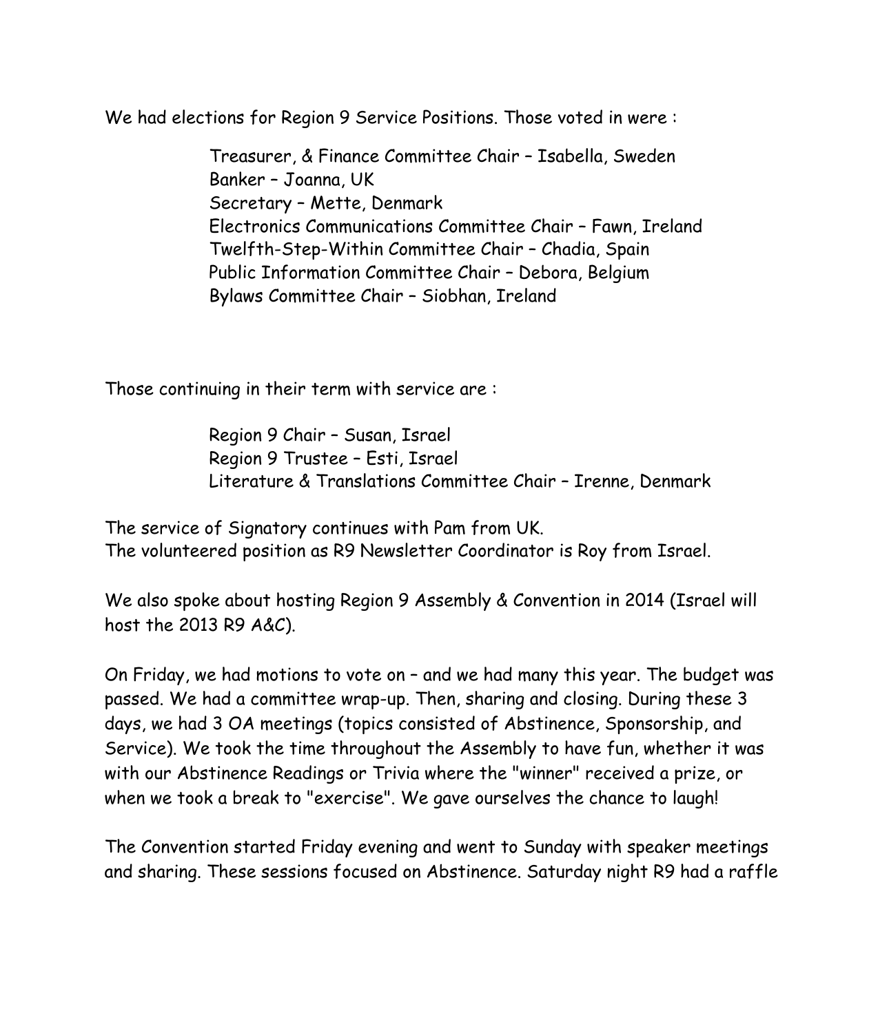We had elections for Region 9 Service Positions. Those voted in were :

Treasurer, & Finance Committee Chair – Isabella, Sweden
Banker – Joanna, UK
Secretary – Mette, Denmark
Electronics Communications Committee Chair – Fawn, Ireland
Twelfth-Step-Within Committee Chair – Chadia, Spain
Public Information Committee Chair – Debora, Belgium
Bylaws Committee Chair – Siobhan, Ireland

Those continuing in their term with service are :

Region 9 Chair – Susan, Israel
Region 9 Trustee – Esti, Israel
Literature & Translations Committee Chair – Irenne, Denmark

The service of Signatory continues with Pam from UK.
The volunteered position as R9 Newsletter Coordinator is Roy from Israel.

We also spoke about hosting Region 9 Assembly & Convention in 2014 (Israel will host the 2013 R9 A&C).

On Friday, we had motions to vote on – and we had many this year. The budget was passed. We had a committee wrap-up. Then, sharing and closing. During these 3 days, we had 3 OA meetings (topics consisted of Abstinence, Sponsorship, and Service). We took the time throughout the Assembly to have fun, whether it was with our Abstinence Readings or Trivia where the "winner" received a prize, or when we took a break to "exercise". We gave ourselves the chance to laugh!

The Convention started Friday evening and went to Sunday with speaker meetings and sharing. These sessions focused on Abstinence. Saturday night R9 had a raffle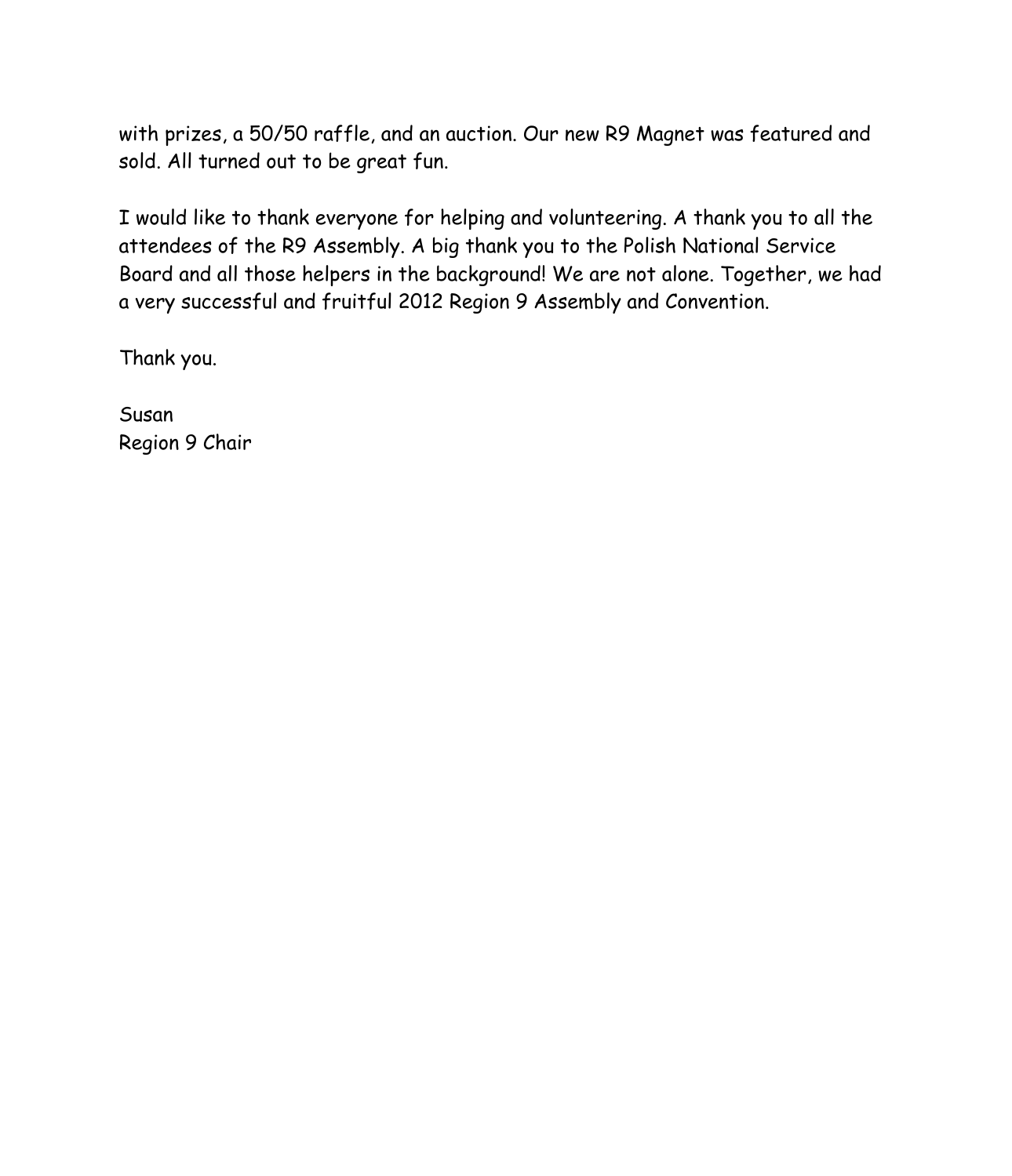with prizes, a 50/50 raffle, and an auction. Our new R9 Magnet was featured and sold. All turned out to be great fun.

I would like to thank everyone for helping and volunteering. A thank you to all the attendees of the R9 Assembly. A big thank you to the Polish National Service Board and all those helpers in the background! We are not alone. Together, we had a very successful and fruitful 2012 Region 9 Assembly and Convention.

Thank you.

Susan
Region 9 Chair